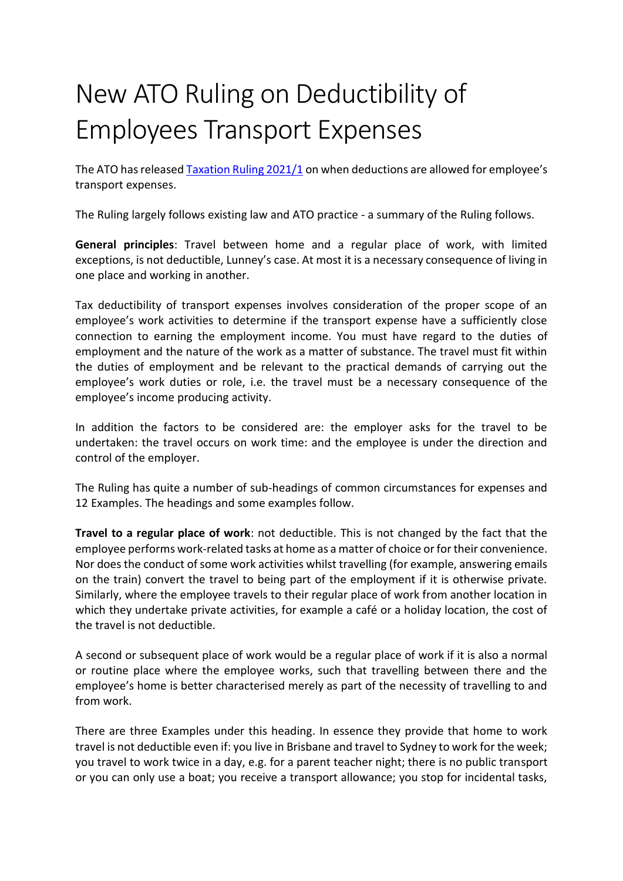# New ATO Ruling on Deductibility of Employees Transport Expenses

The ATO has released [Taxation Ruling 2021/1](Taxation Ruling 2021/1) on when deductions are allowed for employee's transport expenses.

The Ruling largely follows existing law and ATO practice - a summary of the Ruling follows.

**General principles**: Travel between home and a regular place of work, with limited exceptions, is not deductible, Lunney's case. At most it is a necessary consequence of living in one place and working in another.

Tax deductibility of transport expenses involves consideration of the proper scope of an employee's work activities to determine if the transport expense have a sufficiently close connection to earning the employment income. You must have regard to the duties of employment and the nature of the work as a matter of substance. The travel must fit within the duties of employment and be relevant to the practical demands of carrying out the employee's work duties or role, i.e. the travel must be a necessary consequence of the employee's income producing activity.

In addition the factors to be considered are: the employer asks for the travel to be undertaken: the travel occurs on work time: and the employee is under the direction and control of the employer.

The Ruling has quite a number of sub-headings of common circumstances for expenses and 12 Examples. The headings and some examples follow.

**Travel to a regular place of work**: not deductible. This is not changed by the fact that the employee performs work-related tasks at home as a matter of choice or for their convenience. Nor does the conduct of some work activities whilst travelling (for example, answering emails on the train) convert the travel to being part of the employment if it is otherwise private. Similarly, where the employee travels to their regular place of work from another location in which they undertake private activities, for example a café or a holiday location, the cost of the travel is not deductible.

A second or subsequent place of work would be a regular place of work if it is also a normal or routine place where the employee works, such that travelling between there and the employee's home is better characterised merely as part of the necessity of travelling to and from work.

There are three Examples under this heading. In essence they provide that home to work travel is not deductible even if: you live in Brisbane and travel to Sydney to work for the week; you travel to work twice in a day, e.g. for a parent teacher night; there is no public transport or you can only use a boat; you receive a transport allowance; you stop for incidental tasks,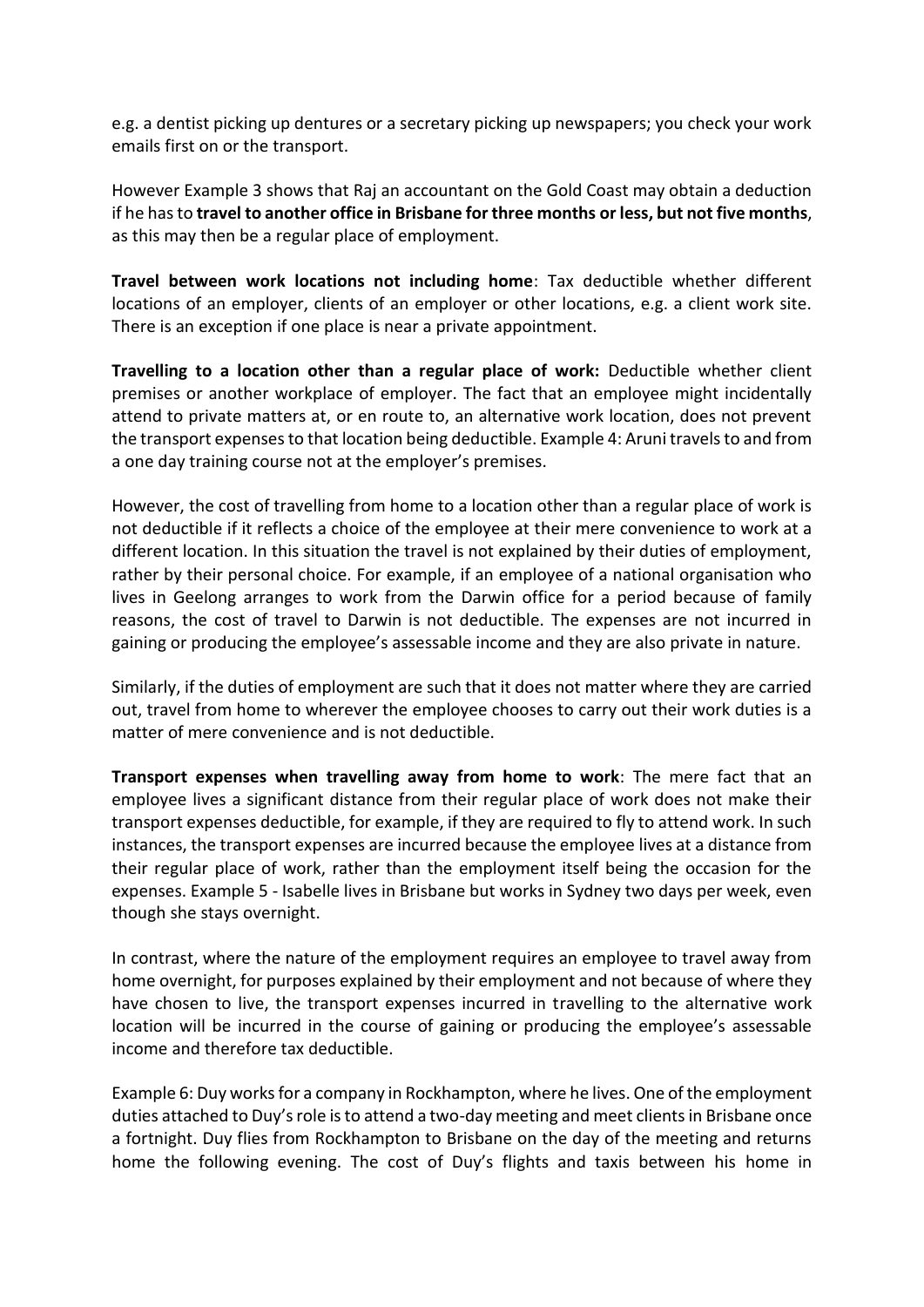e.g. a dentist picking up dentures or a secretary picking up newspapers; you check your work emails first on or the transport.

However Example 3 shows that Raj an accountant on the Gold Coast may obtain a deduction if he has to **travel to another office in Brisbane for three months or less, but not five months**, as this may then be a regular place of employment.

**Travel between work locations not including home**: Tax deductible whether different locations of an employer, clients of an employer or other locations, e.g. a client work site. There is an exception if one place is near a private appointment.

**Travelling to a location other than a regular place of work:** Deductible whether client premises or another workplace of employer. The fact that an employee might incidentally attend to private matters at, or en route to, an alternative work location, does not prevent the transport expenses to that location being deductible. Example 4: Aruni travels to and from a one day training course not at the employer's premises.

However, the cost of travelling from home to a location other than a regular place of work is not deductible if it reflects a choice of the employee at their mere convenience to work at a different location. In this situation the travel is not explained by their duties of employment, rather by their personal choice. For example, if an employee of a national organisation who lives in Geelong arranges to work from the Darwin office for a period because of family reasons, the cost of travel to Darwin is not deductible. The expenses are not incurred in gaining or producing the employee's assessable income and they are also private in nature.

Similarly, if the duties of employment are such that it does not matter where they are carried out, travel from home to wherever the employee chooses to carry out their work duties is a matter of mere convenience and is not deductible.

**Transport expenses when travelling away from home to work**: The mere fact that an employee lives a significant distance from their regular place of work does not make their transport expenses deductible, for example, if they are required to fly to attend work. In such instances, the transport expenses are incurred because the employee lives at a distance from their regular place of work, rather than the employment itself being the occasion for the expenses. Example 5 - Isabelle lives in Brisbane but works in Sydney two days per week, even though she stays overnight.

In contrast, where the nature of the employment requires an employee to travel away from home overnight, for purposes explained by their employment and not because of where they have chosen to live, the transport expenses incurred in travelling to the alternative work location will be incurred in the course of gaining or producing the employee's assessable income and therefore tax deductible.

Example 6: Duy works for a company in Rockhampton, where he lives. One of the employment duties attached to Duy's role is to attend a two-day meeting and meet clients in Brisbane once a fortnight. Duy flies from Rockhampton to Brisbane on the day of the meeting and returns home the following evening. The cost of Duy's flights and taxis between his home in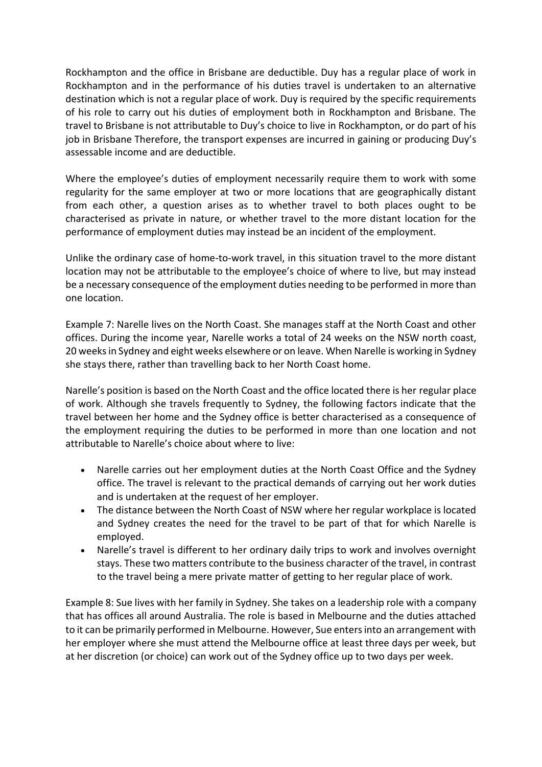Rockhampton and the office in Brisbane are deductible. Duy has a regular place of work in Rockhampton and in the performance of his duties travel is undertaken to an alternative destination which is not a regular place of work. Duy is required by the specific requirements of his role to carry out his duties of employment both in Rockhampton and Brisbane. The travel to Brisbane is not attributable to Duy's choice to live in Rockhampton, or do part of his job in Brisbane Therefore, the transport expenses are incurred in gaining or producing Duy's assessable income and are deductible.

Where the employee's duties of employment necessarily require them to work with some regularity for the same employer at two or more locations that are geographically distant from each other, a question arises as to whether travel to both places ought to be characterised as private in nature, or whether travel to the more distant location for the performance of employment duties may instead be an incident of the employment.

Unlike the ordinary case of home-to-work travel, in this situation travel to the more distant location may not be attributable to the employee's choice of where to live, but may instead be a necessary consequence of the employment duties needing to be performed in more than one location.

Example 7: Narelle lives on the North Coast. She manages staff at the North Coast and other offices. During the income year, Narelle works a total of 24 weeks on the NSW north coast, 20 weeks in Sydney and eight weeks elsewhere or on leave. When Narelle is working in Sydney she stays there, rather than travelling back to her North Coast home.

Narelle's position is based on the North Coast and the office located there is her regular place of work. Although she travels frequently to Sydney, the following factors indicate that the travel between her home and the Sydney office is better characterised as a consequence of the employment requiring the duties to be performed in more than one location and not attributable to Narelle's choice about where to live:

- Narelle carries out her employment duties at the North Coast Office and the Sydney office. The travel is relevant to the practical demands of carrying out her work duties and is undertaken at the request of her employer.
- The distance between the North Coast of NSW where her regular workplace is located and Sydney creates the need for the travel to be part of that for which Narelle is employed.
- Narelle's travel is different to her ordinary daily trips to work and involves overnight stays. These two matters contribute to the business character of the travel, in contrast to the travel being a mere private matter of getting to her regular place of work.

Example 8: Sue lives with her family in Sydney. She takes on a leadership role with a company that has offices all around Australia. The role is based in Melbourne and the duties attached to it can be primarily performed in Melbourne. However, Sue enters into an arrangement with her employer where she must attend the Melbourne office at least three days per week, but at her discretion (or choice) can work out of the Sydney office up to two days per week.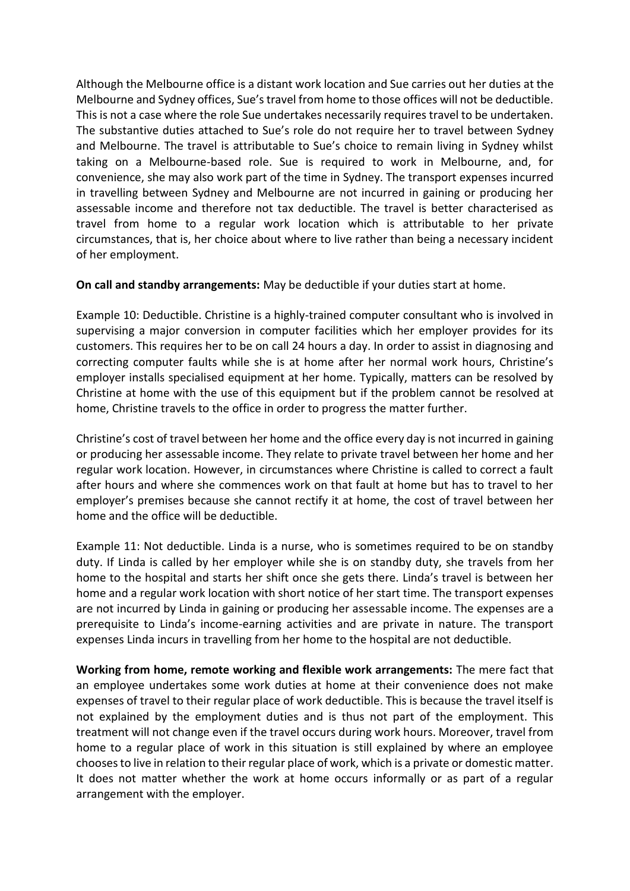Although the Melbourne office is a distant work location and Sue carries out her duties at the Melbourne and Sydney offices, Sue's travel from home to those offices will not be deductible. This is not a case where the role Sue undertakes necessarily requires travel to be undertaken. The substantive duties attached to Sue's role do not require her to travel between Sydney and Melbourne. The travel is attributable to Sue's choice to remain living in Sydney whilst taking on a Melbourne-based role. Sue is required to work in Melbourne, and, for convenience, she may also work part of the time in Sydney. The transport expenses incurred in travelling between Sydney and Melbourne are not incurred in gaining or producing her assessable income and therefore not tax deductible. The travel is better characterised as travel from home to a regular work location which is attributable to her private circumstances, that is, her choice about where to live rather than being a necessary incident of her employment.

**On call and standby arrangements:** May be deductible if your duties start at home.

Example 10: Deductible. Christine is a highly-trained computer consultant who is involved in supervising a major conversion in computer facilities which her employer provides for its customers. This requires her to be on call 24 hours a day. In order to assist in diagnosing and correcting computer faults while she is at home after her normal work hours, Christine's employer installs specialised equipment at her home. Typically, matters can be resolved by Christine at home with the use of this equipment but if the problem cannot be resolved at home, Christine travels to the office in order to progress the matter further.

Christine's cost of travel between her home and the office every day is not incurred in gaining or producing her assessable income. They relate to private travel between her home and her regular work location. However, in circumstances where Christine is called to correct a fault after hours and where she commences work on that fault at home but has to travel to her employer's premises because she cannot rectify it at home, the cost of travel between her home and the office will be deductible.

Example 11: Not deductible. Linda is a nurse, who is sometimes required to be on standby duty. If Linda is called by her employer while she is on standby duty, she travels from her home to the hospital and starts her shift once she gets there. Linda's travel is between her home and a regular work location with short notice of her start time. The transport expenses are not incurred by Linda in gaining or producing her assessable income. The expenses are a prerequisite to Linda's income-earning activities and are private in nature. The transport expenses Linda incurs in travelling from her home to the hospital are not deductible.

**Working from home, remote working and flexible work arrangements:** The mere fact that an employee undertakes some work duties at home at their convenience does not make expenses of travel to their regular place of work deductible. This is because the travel itself is not explained by the employment duties and is thus not part of the employment. This treatment will not change even if the travel occurs during work hours. Moreover, travel from home to a regular place of work in this situation is still explained by where an employee chooses to live in relation to their regular place of work, which is a private or domestic matter. It does not matter whether the work at home occurs informally or as part of a regular arrangement with the employer.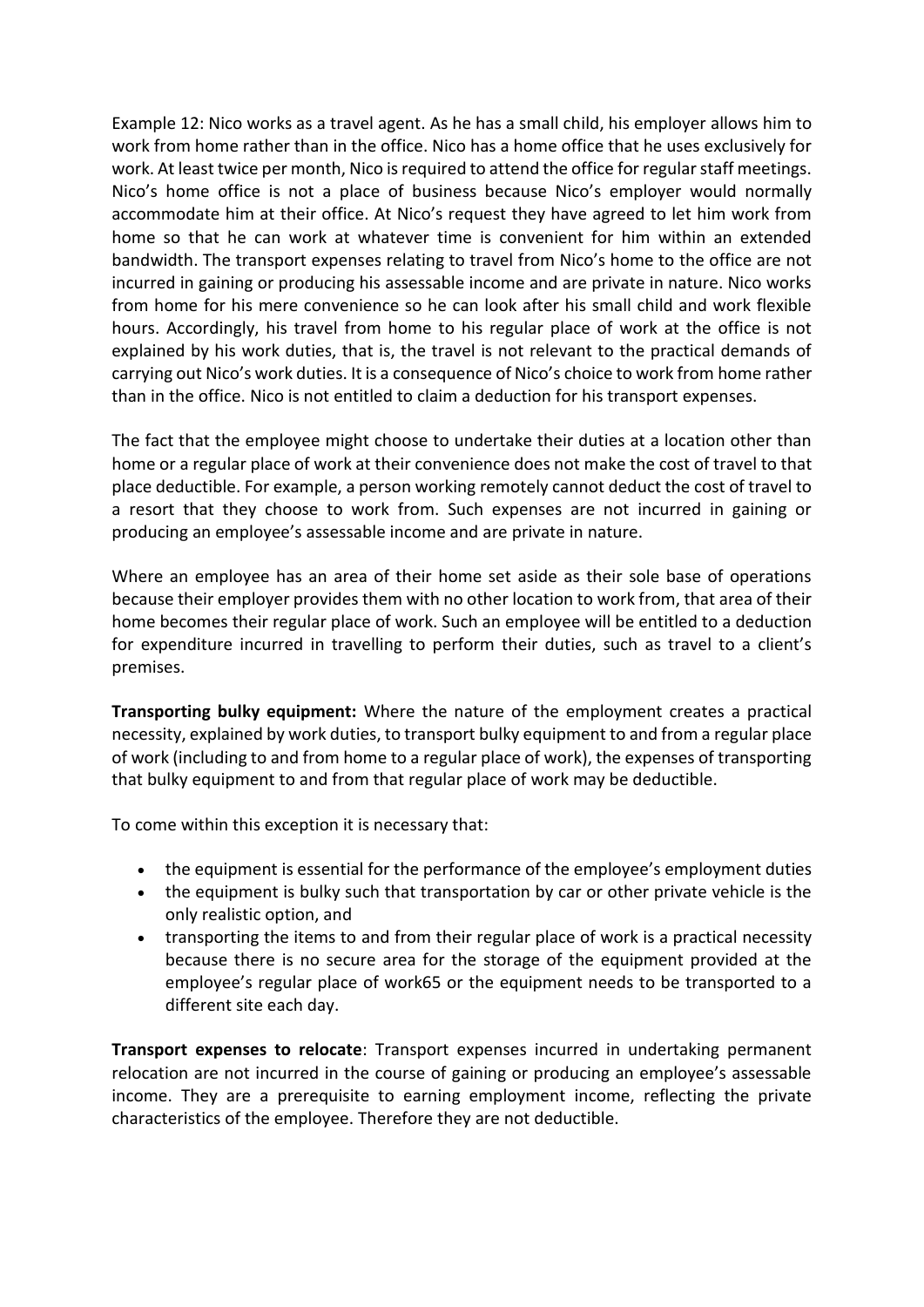Example 12: Nico works as a travel agent. As he has a small child, his employer allows him to work from home rather than in the office. Nico has a home office that he uses exclusively for work. At least twice per month, Nico is required to attend the office for regular staff meetings. Nico's home office is not a place of business because Nico's employer would normally accommodate him at their office. At Nico's request they have agreed to let him work from home so that he can work at whatever time is convenient for him within an extended bandwidth. The transport expenses relating to travel from Nico's home to the office are not incurred in gaining or producing his assessable income and are private in nature. Nico works from home for his mere convenience so he can look after his small child and work flexible hours. Accordingly, his travel from home to his regular place of work at the office is not explained by his work duties, that is, the travel is not relevant to the practical demands of carrying out Nico's work duties. It is a consequence of Nico's choice to work from home rather than in the office. Nico is not entitled to claim a deduction for his transport expenses.

The fact that the employee might choose to undertake their duties at a location other than home or a regular place of work at their convenience does not make the cost of travel to that place deductible. For example, a person working remotely cannot deduct the cost of travel to a resort that they choose to work from. Such expenses are not incurred in gaining or producing an employee's assessable income and are private in nature.

Where an employee has an area of their home set aside as their sole base of operations because their employer provides them with no other location to work from, that area of their home becomes their regular place of work. Such an employee will be entitled to a deduction for expenditure incurred in travelling to perform their duties, such as travel to a client's premises.

**Transporting bulky equipment:** Where the nature of the employment creates a practical necessity, explained by work duties, to transport bulky equipment to and from a regular place of work (including to and from home to a regular place of work), the expenses of transporting that bulky equipment to and from that regular place of work may be deductible.

To come within this exception it is necessary that:

- the equipment is essential for the performance of the employee's employment duties
- the equipment is bulky such that transportation by car or other private vehicle is the only realistic option, and
- transporting the items to and from their regular place of work is a practical necessity because there is no secure area for the storage of the equipment provided at the employee's regular place of work[65] or the equipment needs to be transported to a different site each day.

**Transport expenses to relocate**: Transport expenses incurred in undertaking permanent relocation are not incurred in the course of gaining or producing an employee's assessable income. They are a prerequisite to earning employment income, reflecting the private characteristics of the employee. Therefore they are not deductible.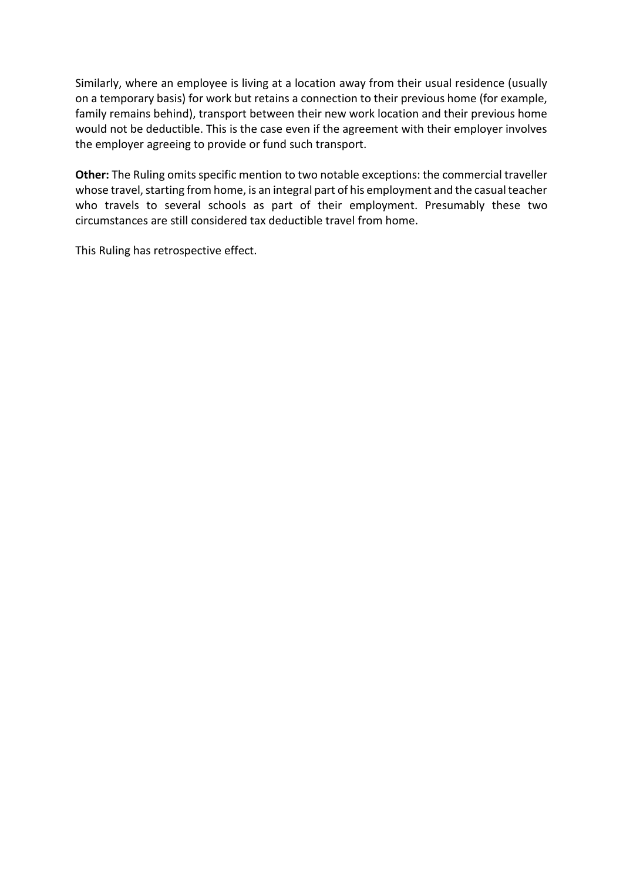Similarly, where an employee is living at a location away from their usual residence (usually on a temporary basis) for work but retains a connection to their previous home (for example, family remains behind), transport between their new work location and their previous home would not be deductible. This is the case even if the agreement with their employer involves the employer agreeing to provide or fund such transport.

**Other:** The Ruling omits specific mention to two notable exceptions: the commercial traveller whose travel, starting from home, is an integral part of his employment and the casual teacher who travels to several schools as part of their employment. Presumably these two circumstances are still considered tax deductible travel from home.

This Ruling has retrospective effect.